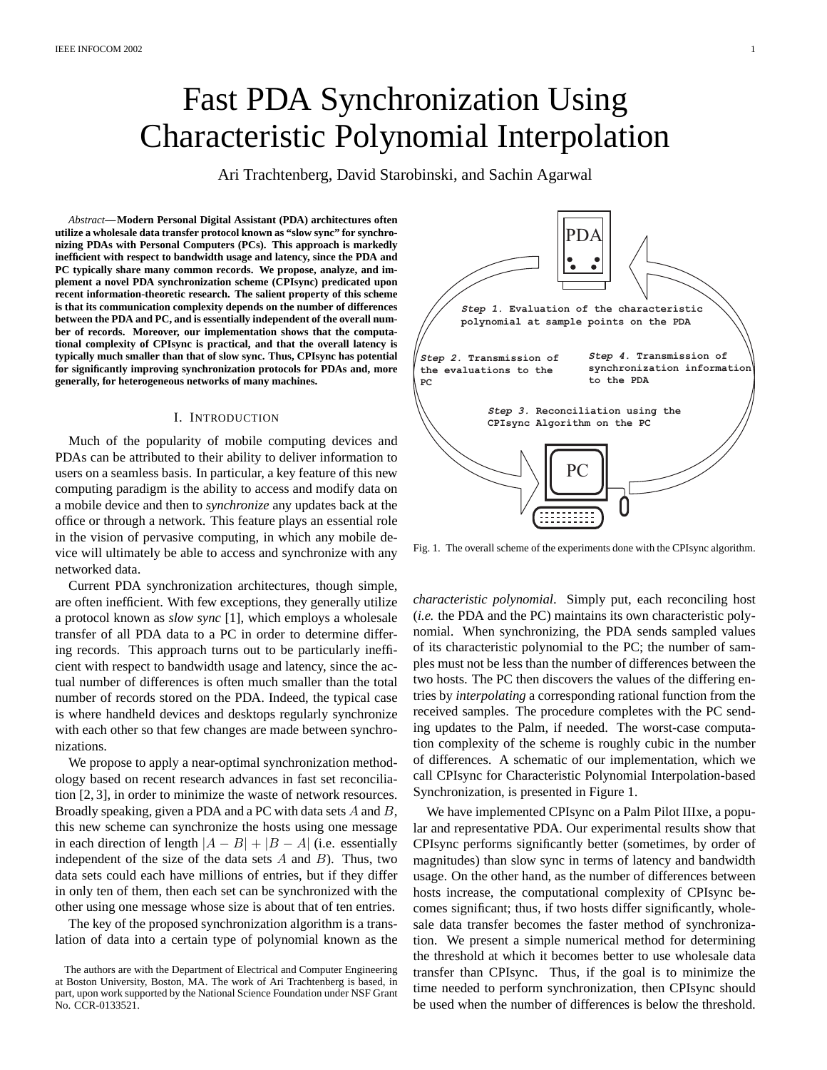# Fast PDA Synchronization Using Characteristic Polynomial Interpolation

Ari Trachtenberg, David Starobinski, and Sachin Agarwal

***Abstract*— Modern Personal Digital Assistant (PDA) architectures often utilize a wholesale data transfer protocol known as "slow sync" for synchronizing PDAs with Personal Computers (PCs). This approach is markedly inefficient with respect to bandwidth usage and latency, since the PDA and PC typically share many common records. We propose, analyze, and implement a novel PDA synchronization scheme (CPIsync) predicated upon recent information-theoretic research. The salient property of this scheme is that its communication complexity depends on the number of differences between the PDA and PC, and is essentially independent of the overall number of records. Moreover, our implementation shows that the computational complexity of CPIsync is practical, and that the overall latency is typically much smaller than that of slow sync. Thus, CPIsync has potential for significantly improving synchronization protocols for PDAs and, more generally, for heterogeneous networks of many machines.**

## I. Introduction

Much of the popularity of mobile computing devices and PDAs can be attributed to their ability to deliver information to users on a seamless basis. In particular, a key feature of this new computing paradigm is the ability to access and modify data on a mobile device and then to *synchronize* any updates back at the office or through a network. This feature plays an essential role in the vision of pervasive computing, in which any mobile device will ultimately be able to access and synchronize with any networked data.

Current PDA synchronization architectures, though simple, are often inefficient. With few exceptions, they generally utilize a protocol known as *slow sync* [1], which employs a wholesale transfer of all PDA data to a PC in order to determine differing records. This approach turns out to be particularly inefficient with respect to bandwidth usage and latency, since the actual number of differences is often much smaller than the total number of records stored on the PDA. Indeed, the typical case is where handheld devices and desktops regularly synchronize with each other so that few changes are made between synchronizations.

We propose to apply a near-optimal synchronization methodology based on recent research advances in fast set reconciliation [2, 3], in order to minimize the waste of network resources. Broadly speaking, given a PDA and a PC with data sets $A$ and $B$, this new scheme can synchronize the hosts using one message in each direction of length $|A - B| + |B - A|$ (i.e. essentially independent of the size of the data sets $A$ and $B$). Thus, two data sets could each have millions of entries, but if they differ in only ten of them, then each set can be synchronized with the other using one message whose size is about that of ten entries.

The key of the proposed synchronization algorithm is a translation of data into a certain type of polynomial known as the *characteristic polynomial*. Simply put, each reconciling host (*i.e.* the PDA and the PC) maintains its own characteristic polynomial. When synchronizing, the PDA sends sampled values of its characteristic polynomial to the PC; the number of samples must not be less than the number of differences between the two hosts. The PC then discovers the values of the differing entries by *interpolating* a corresponding rational function from the received samples. The procedure completes with the PC sending updates to the Palm, if needed. The worst-case computation complexity of the scheme is roughly cubic in the number of differences. A schematic of our implementation, which we call CPIsync for Characteristic Polynomial Interpolation-based Synchronization, is presented in Figure 1.

PDA

*Step 1.* Evaluation of the characteristic polynomial at sample points on the PDA

*Step 2.* Transmission of the evaluations to the PC

*Step 3.* Reconciliation using the CPIsync Algorithm on the PC

*Step 4.* Transmission of synchronization information to the PDA

PC

Fig. 1. The overall scheme of the experiments done with the CPIsync algorithm.

We have implemented CPIsync on a Palm Pilot IIIxe, a popular and representative PDA. Our experimental results show that CPIsync performs significantly better (sometimes, by order of magnitudes) than slow sync in terms of latency and bandwidth usage. On the other hand, as the number of differences between hosts increase, the computational complexity of CPIsync becomes significant; thus, if two hosts differ significantly, wholesale data transfer becomes the faster method of synchronization. We present a simple numerical method for determining the threshold at which it becomes better to use wholesale data transfer than CPIsync. Thus, if the goal is to minimize the time needed to perform synchronization, then CPIsync should be used when the number of differences is below the threshold.

The authors are with the Department of Electrical and Computer Engineering at Boston University, Boston, MA. The work of Ari Trachtenberg is based, in part, upon work supported by the National Science Foundation under NSF Grant No. CCR-0133521.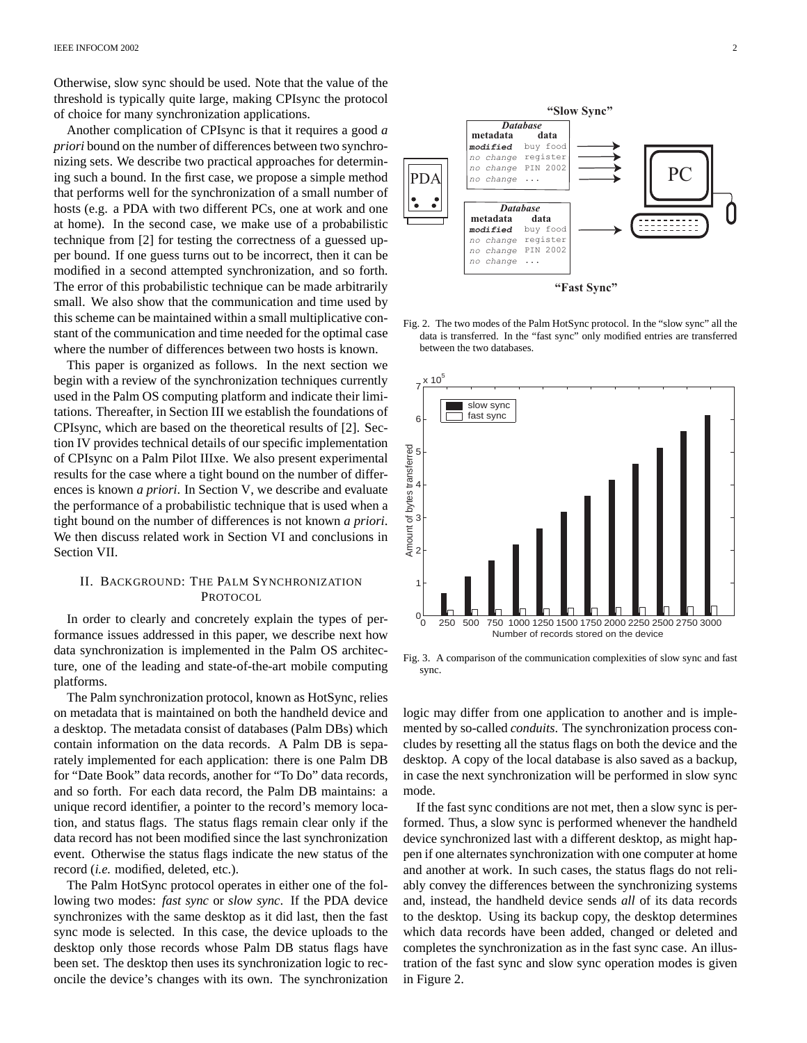Otherwise, slow sync should be used. Note that the value of the threshold is typically quite large, making CPIsync the protocol of choice for many synchronization applications.

Another complication of CPIsync is that it requires a good *a priori* bound on the number of differences between two synchronizing sets. We describe two practical approaches for determining such a bound. In the first case, we propose a simple method that performs well for the synchronization of a small number of hosts (e.g. a PDA with two different PCs, one at work and one at home). In the second case, we make use of a probabilistic technique from [2] for testing the correctness of a guessed upper bound. If one guess turns out to be incorrect, then it can be modified in a second attempted synchronization, and so forth. The error of this probabilistic technique can be made arbitrarily small. We also show that the communication and time used by this scheme can be maintained within a small multiplicative constant of the communication and time needed for the optimal case where the number of differences between two hosts is known.

This paper is organized as follows. In the next section we begin with a review of the synchronization techniques currently used in the Palm OS computing platform and indicate their limitations. Thereafter, in Section III we establish the foundations of CPIsync, which are based on the theoretical results of [2]. Section IV provides technical details of our specific implementation of CPIsync on a Palm Pilot IIIxe. We also present experimental results for the case where a tight bound on the number of differences is known *a priori*. In Section V, we describe and evaluate the performance of a probabilistic technique that is used when a tight bound on the number of differences is not known *a priori*. We then discuss related work in Section VI and conclusions in Section VII.

## II. Background: The Palm Synchronization Protocol

In order to clearly and concretely explain the types of performance issues addressed in this paper, we describe next how data synchronization is implemented in the Palm OS architecture, one of the leading and state-of-the-art mobile computing platforms.

The Palm synchronization protocol, known as HotSync, relies on metadata that is maintained on both the handheld device and a desktop. The metadata consist of databases (Palm DBs) which contain information on the data records. A Palm DB is separately implemented for each application: there is one Palm DB for "Date Book" data records, another for "To Do" data records, and so forth. For each data record, the Palm DB maintains: a unique record identifier, a pointer to the record's memory location, and status flags. The status flags remain clear only if the data record has not been modified since the last synchronization event. Otherwise the status flags indicate the new status of the record (*i.e.* modified, deleted, etc.).

The Palm HotSync protocol operates in either one of the following two modes: *fast sync* or *slow sync*. If the PDA device synchronizes with the same desktop as it did last, then the fast sync mode is selected. In this case, the device uploads to the desktop only those records whose Palm DB status flags have been set. The desktop then uses its synchronization logic to reconcile the device's changes with its own. The synchronization

"Slow Sync"

Database
metadata data
modified buy food
no change register
no change PIN 2002
no change ...

PDA

PC

Database
metadata data
modified buy food
no change register
no change PIN 2002
no change ...

"Fast Sync"

Fig. 2. The two modes of the Palm HotSync protocol. In the "slow sync" all the data is transferred. In the "fast sync" only modified entries are transferred between the two databases.

x 10^5
7
6
5
4
3
2
1
0
Amount of bytes transferred
slow sync
fast sync
0 250 500 750 1000 1250 1500 1750 2000 2250 2500 2750 3000
Number of records stored on the device

Fig. 3. A comparison of the communication complexities of slow sync and fast sync.

logic may differ from one application to another and is implemented by so-called *conduits*. The synchronization process concludes by resetting all the status flags on both the device and the desktop. A copy of the local database is also saved as a backup, in case the next synchronization will be performed in slow sync mode.

If the fast sync conditions are not met, then a slow sync is performed. Thus, a slow sync is performed whenever the handheld device synchronized last with a different desktop, as might happen if one alternates synchronization with one computer at home and another at work. In such cases, the status flags do not reliably convey the differences between the synchronizing systems and, instead, the handheld device sends *all* of its data records to the desktop. Using its backup copy, the desktop determines which data records have been added, changed or deleted and completes the synchronization as in the fast sync case. An illustration of the fast sync and slow sync operation modes is given in Figure 2.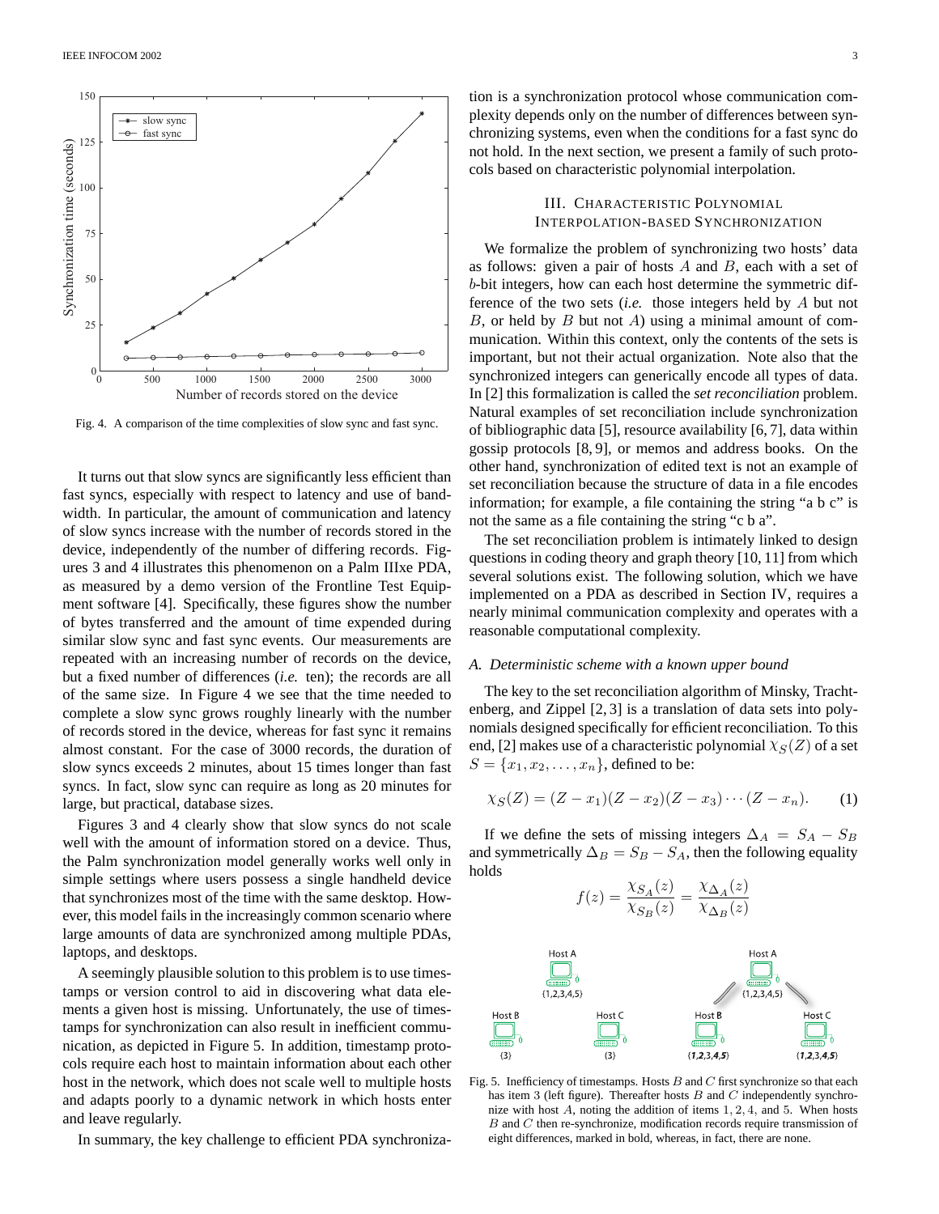150

125

100

75

50

25

0

Synchronization time (seconds)

0 500 1000 1500 2000 2500 3000

Number of records stored on the device

slow sync

fast sync

Fig. 4. A comparison of the time complexities of slow sync and fast sync.

It turns out that slow syncs are significantly less efficient than fast syncs, especially with respect to latency and use of bandwidth. In particular, the amount of communication and latency of slow syncs increase with the number of records stored in the device, independently of the number of differing records. Figures 3 and 4 illustrates this phenomenon on a Palm IIIxe PDA, as measured by a demo version of the Frontline Test Equipment software [4]. Specifically, these figures show the number of bytes transferred and the amount of time expended during similar slow sync and fast sync events. Our measurements are repeated with an increasing number of records on the device, but a fixed number of differences (*i.e.* ten); the records are all of the same size. In Figure 4 we see that the time needed to complete a slow sync grows roughly linearly with the number of records stored in the device, whereas for fast sync it remains almost constant. For the case of 3000 records, the duration of slow syncs exceeds 2 minutes, about 15 times longer than fast syncs. In fact, slow sync can require as long as 20 minutes for large, but practical, database sizes.

Figures 3 and 4 clearly show that slow syncs do not scale well with the amount of information stored on a device. Thus, the Palm synchronization model generally works well only in simple settings where users possess a single handheld device that synchronizes most of the time with the same desktop. However, this model fails in the increasingly common scenario where large amounts of data are synchronized among multiple PDAs, laptops, and desktops.

A seemingly plausible solution to this problem is to use timestamps or version control to aid in discovering what data elements a given host is missing. Unfortunately, the use of timestamps for synchronization can also result in inefficient communication, as depicted in Figure 5. In addition, timestamp protocols require each host to maintain information about each other host in the network, which does not scale well to multiple hosts and adapts poorly to a dynamic network in which hosts enter and leave regularly.

In summary, the key challenge to efficient PDA synchronization is a synchronization protocol whose communication complexity depends only on the number of differences between synchronizing systems, even when the conditions for a fast sync do not hold. In the next section, we present a family of such protocols based on characteristic polynomial interpolation.

## III. Characteristic Polynomial Interpolation-based Synchronization

We formalize the problem of synchronizing two hosts' data as follows: given a pair of hosts $A$ and $B$, each with a set of $b$-bit integers, how can each host determine the symmetric difference of the two sets (*i.e.* those integers held by $A$ but not $B$, or held by $B$ but not $A$) using a minimal amount of communication. Within this context, only the contents of the sets is important, but not their actual organization. Note also that the synchronized integers can generically encode all types of data. In [2] this formalization is called the *set reconciliation* problem. Natural examples of set reconciliation include synchronization of bibliographic data [5], resource availability [6, 7], data within gossip protocols [8, 9], or memos and address books. On the other hand, synchronization of edited text is not an example of set reconciliation because the structure of data in a file encodes information; for example, a file containing the string "a b c" is not the same as a file containing the string "c b a".

The set reconciliation problem is intimately linked to design questions in coding theory and graph theory [10, 11] from which several solutions exist. The following solution, which we have implemented on a PDA as described in Section IV, requires a nearly minimal communication complexity and operates with a reasonable computational complexity.

### *A. Deterministic scheme with a known upper bound*

The key to the set reconciliation algorithm of Minsky, Trachtenberg, and Zippel [2, 3] is a translation of data sets into polynomials designed specifically for efficient reconciliation. To this end, [2] makes use of a characteristic polynomial $\chi_S(Z)$ of a set $S = \{x_1, x_2, \ldots, x_n\}$, defined to be:

$$\chi_S(Z) = (Z - x_1)(Z - x_2)(Z - x_3)\cdots(Z - x_n). \quad (1)$$

If we define the sets of missing integers $\Delta_A = S_A - S_B$ and symmetrically $\Delta_B = S_B - S_A$, then the following equality holds

$$f(z) = \frac{\chi_{S_A}(z)}{\chi_{S_B}(z)} = \frac{\chi_{\Delta_A}(z)}{\chi_{\Delta_B}(z)}$$

Host A

{1,2,3,4,5}

Host B

{3}

Host C

{3}

Host A

{1,2,3,4,5}

Host B

{1,2,3,4,5}

Host C

{1,2,3,4,5}

Fig. 5. Inefficiency of timestamps. Hosts $B$ and $C$ first synchronize so that each has item 3 (left figure). Thereafter hosts $B$ and $C$ independently synchronize with host $A$, noting the addition of items 1, 2, 4, and 5. When hosts $B$ and $C$ then re-synchronize, modification records require transmission of eight differences, marked in bold, whereas, in fact, there are none.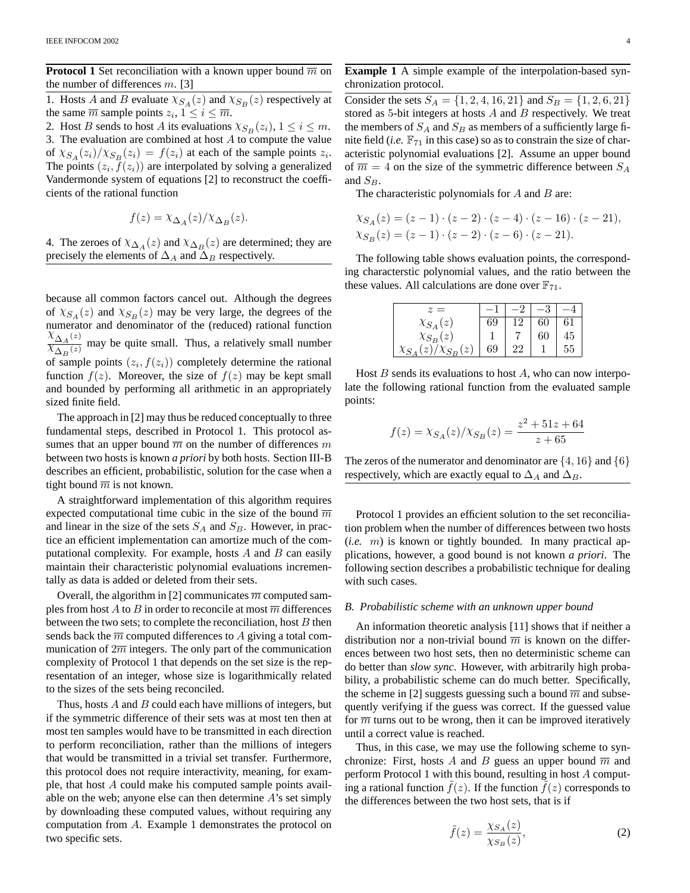**Protocol 1** Set reconciliation with a known upper bound $\overline{m}$ on the number of differences $m$. [3]

1. Hosts $A$ and $B$ evaluate $\chi_{S_A}(z)$ and $\chi_{S_B}(z)$ respectively at the same $\overline{m}$ sample points $z_i$, $1 \leq i \leq \overline{m}$.
2. Host $B$ sends to host $A$ its evaluations $\chi_{S_B}(z_i)$, $1 \leq i \leq m$.
3. The evaluation are combined at host $A$ to compute the value of $\chi_{S_A}(z_i)/\chi_{S_B}(z_i) = f(z_i)$ at each of the sample points $z_i$. The points $(z_i, f(z_i))$ are interpolated by solving a generalized Vandermonde system of equations [2] to reconstruct the coefficients of the rational function

$$f(z) = \chi_{\Delta_A}(z)/\chi_{\Delta_B}(z).$$

4. The zeroes of $\chi_{\Delta_A}(z)$ and $\chi_{\Delta_B}(z)$ are determined; they are precisely the elements of $\Delta_A$ and $\Delta_B$ respectively.

because all common factors cancel out. Although the degrees of $\chi_{S_A}(z)$ and $\chi_{S_B}(z)$ may be very large, the degrees of the numerator and denominator of the (reduced) rational function $\frac{\chi_{\Delta_A}(z)}{\chi_{\Delta_B}(z)}$ may be quite small. Thus, a relatively small number of sample points $(z_i, f(z_i))$ completely determine the rational function $f(z)$. Moreover, the size of $f(z)$ may be kept small and bounded by performing all arithmetic in an appropriately sized finite field.

The approach in [2] may thus be reduced conceptually to three fundamental steps, described in Protocol 1. This protocol assumes that an upper bound $\overline{m}$ on the number of differences $m$ between two hosts is known *a priori* by both hosts. Section III-B describes an efficient, probabilistic, solution for the case when a tight bound $\overline{m}$ is not known.

A straightforward implementation of this algorithm requires expected computational time cubic in the size of the bound $\overline{m}$ and linear in the size of the sets $S_A$ and $S_B$. However, in practice an efficient implementation can amortize much of the computational complexity. For example, hosts $A$ and $B$ can easily maintain their characteristic polynomial evaluations incrementally as data is added or deleted from their sets.

Overall, the algorithm in [2] communicates $\overline{m}$ computed samples from host $A$ to $B$ in order to reconcile at most $\overline{m}$ differences between the two sets; to complete the reconciliation, host $B$ then sends back the $\overline{m}$ computed differences to $A$ giving a total communication of $2\overline{m}$ integers. The only part of the communication complexity of Protocol 1 that depends on the set size is the representation of an integer, whose size is logarithmically related to the sizes of the sets being reconciled.

Thus, hosts $A$ and $B$ could each have millions of integers, but if the symmetric difference of their sets was at most ten then at most ten samples would have to be transmitted in each direction to perform reconciliation, rather than the millions of integers that would be transmitted in a trivial set transfer. Furthermore, this protocol does not require interactivity, meaning, for example, that host $A$ could make his computed sample points available on the web; anyone else can then determine $A$'s set simply by downloading these computed values, without requiring any computation from $A$. Example 1 demonstrates the protocol on two specific sets.

**Example 1** A simple example of the interpolation-based synchronization protocol.

Consider the sets $S_A = \{1, 2, 4, 16, 21\}$ and $S_B = \{1, 2, 6, 21\}$ stored as 5-bit integers at hosts $A$ and $B$ respectively. We treat the members of $S_A$ and $S_B$ as members of a sufficiently large finite field (*i.e.* $\mathbb{F}_{71}$ in this case) so as to constrain the size of characteristic polynomial evaluations [2]. Assume an upper bound of $\overline{m} = 4$ on the size of the symmetric difference between $S_A$ and $S_B$.

The characteristic polynomials for $A$ and $B$ are:

$$\chi_{S_A}(z) = (z-1)\cdot(z-2)\cdot(z-4)\cdot(z-16)\cdot(z-21),$$
$$\chi_{S_B}(z) = (z-1)\cdot(z-2)\cdot(z-6)\cdot(z-21).$$

The following table shows evaluation points, the corresponding characterstic polynomial values, and the ratio between the these values. All calculations are done over $\mathbb{F}_{71}$.

| $z =$ | $-1$ | $-2$ | $-3$ | $-4$ |
|---|---|---|---|---|
| $\chi_{S_A}(z)$ | 69 | 12 | 60 | 61 |
| $\chi_{S_B}(z)$ | 1 | 7 | 60 | 45 |
| $\chi_{S_A}(z)/\chi_{S_B}(z)$ | 69 | 22 | 1 | 55 |

Host $B$ sends its evaluations to host $A$, who can now interpolate the following rational function from the evaluated sample points:

$$f(z) = \chi_{S_A}(z)/\chi_{S_B}(z) = \frac{z^2 + 51z + 64}{z + 65}$$

The zeros of the numerator and denominator are $\{4, 16\}$ and $\{6\}$ respectively, which are exactly equal to $\Delta_A$ and $\Delta_B$.

Protocol 1 provides an efficient solution to the set reconciliation problem when the number of differences between two hosts (*i.e.* $m$) is known or tightly bounded. In many practical applications, however, a good bound is not known *a priori*. The following section describes a probabilistic technique for dealing with such cases.

### *B. Probabilistic scheme with an unknown upper bound*

An information theoretic analysis [11] shows that if neither a distribution nor a non-trivial bound $\overline{m}$ is known on the differences between two host sets, then no deterministic scheme can do better than *slow sync*. However, with arbitrarily high probability, a probabilistic scheme can do much better. Specifically, the scheme in [2] suggests guessing such a bound $\overline{m}$ and subsequently verifying if the guess was correct. If the guessed value for $\overline{m}$ turns out to be wrong, then it can be improved iteratively until a correct value is reached.

Thus, in this case, we may use the following scheme to synchronize: First, hosts $A$ and $B$ guess an upper bound $\overline{m}$ and perform Protocol 1 with this bound, resulting in host $A$ computing a rational function $\tilde{f}(z)$. If the function $\tilde{f}(z)$ corresponds to the differences between the two host sets, that is if

$$\tilde{f}(z) = \frac{\chi_{S_A}(z)}{\chi_{S_B}(z)}, \tag{2}$$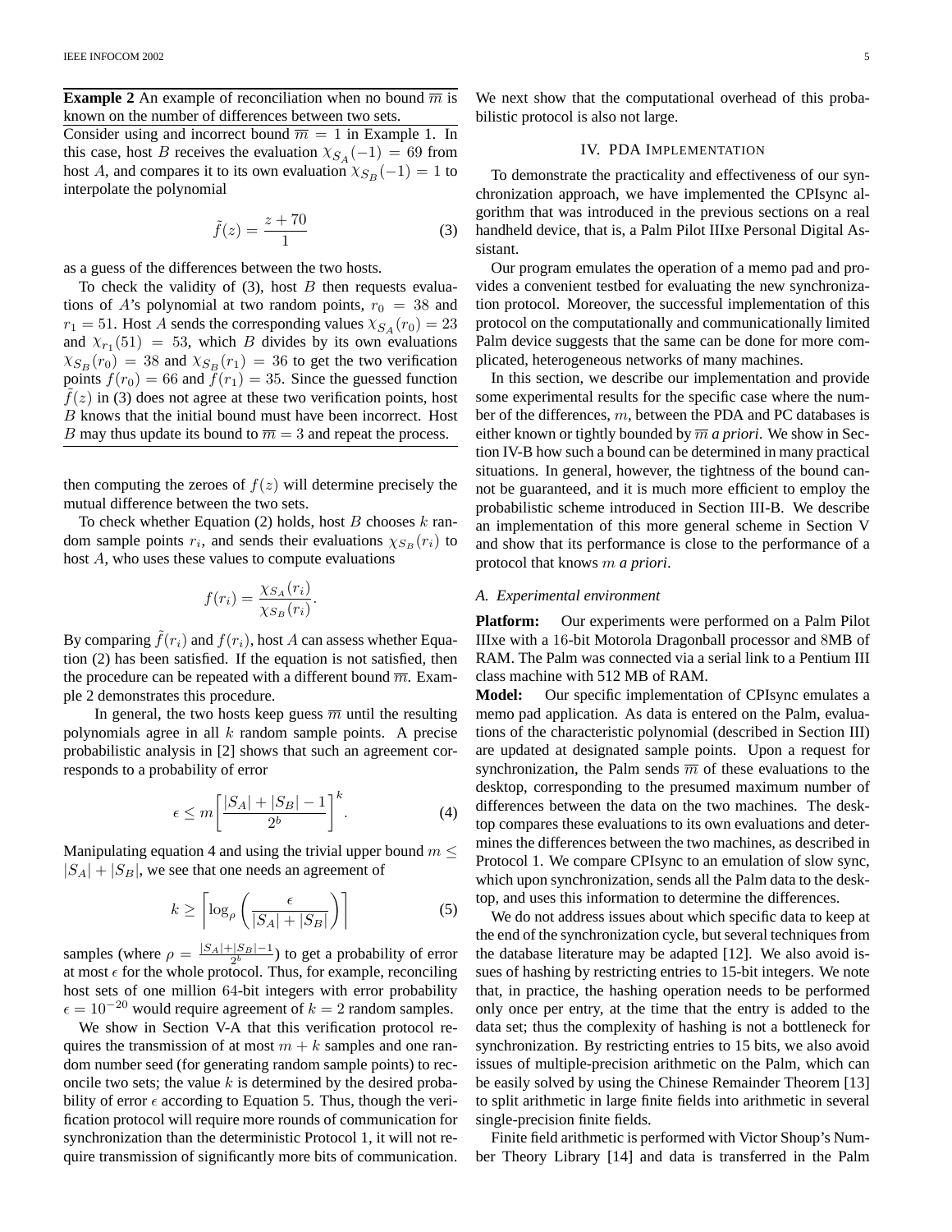**Example 2** An example of reconciliation when no bound $\overline{m}$ is known on the number of differences between two sets.

Consider using and incorrect bound $\overline{m} = 1$ in Example 1. In this case, host $B$ receives the evaluation $\chi_{S_A}(-1) = 69$ from host $A$, and compares it to its own evaluation $\chi_{S_B}(-1) = 1$ to interpolate the polynomial

$$\tilde{f}(z) = \frac{z + 70}{1} \tag{3}$$

as a guess of the differences between the two hosts.

To check the validity of (3), host $B$ then requests evaluations of $A$'s polynomial at two random points, $r_0 = 38$ and $r_1 = 51$. Host $A$ sends the corresponding values $\chi_{S_A}(r_0) = 23$ and $\chi_{r_1}(51) = 53$, which $B$ divides by its own evaluations $\chi_{S_B}(r_0) = 38$ and $\chi_{S_B}(r_1) = 36$ to get the two verification points $f(r_0) = 66$ and $f(r_1) = 35$. Since the guessed function $\tilde{f}(z)$ in (3) does not agree at these two verification points, host $B$ knows that the initial bound must have been incorrect. Host $B$ may thus update its bound to $\overline{m} = 3$ and repeat the process.

then computing the zeroes of $f(z)$ will determine precisely the mutual difference between the two sets.

To check whether Equation (2) holds, host $B$ chooses $k$ random sample points $r_i$, and sends their evaluations $\chi_{S_B}(r_i)$ to host $A$, who uses these values to compute evaluations

$$f(r_i) = \frac{\chi_{S_A}(r_i)}{\chi_{S_B}(r_i)}.$$

By comparing $\tilde{f}(r_i)$ and $f(r_i)$, host $A$ can assess whether Equation (2) has been satisfied. If the equation is not satisfied, then the procedure can be repeated with a different bound $\overline{m}$. Example 2 demonstrates this procedure.

In general, the two hosts keep guess $\overline{m}$ until the resulting polynomials agree in all $k$ random sample points. A precise probabilistic analysis in [2] shows that such an agreement corresponds to a probability of error

$$\epsilon \leq m \left[ \frac{|S_A| + |S_B| - 1}{2^b} \right]^k. \tag{4}$$

Manipulating equation 4 and using the trivial upper bound $m \leq |S_A| + |S_B|$, we see that one needs an agreement of

$$k \geq \left\lceil \log_\rho \left( \frac{\epsilon}{|S_A| + |S_B|} \right) \right\rceil \tag{5}$$

samples (where $\rho = \frac{|S_A|+|S_B|-1}{2^b}$) to get a probability of error at most $\epsilon$ for the whole protocol. Thus, for example, reconciling host sets of one million 64-bit integers with error probability $\epsilon = 10^{-20}$ would require agreement of $k = 2$ random samples.

We show in Section V-A that this verification protocol requires the transmission of at most $m + k$ samples and one random number seed (for generating random sample points) to reconcile two sets; the value $k$ is determined by the desired probability of error $\epsilon$ according to Equation 5. Thus, though the verification protocol will require more rounds of communication for synchronization than the deterministic Protocol 1, it will not require transmission of significantly more bits of communication. We next show that the computational overhead of this probabilistic protocol is also not large.

## IV. PDA Implementation

To demonstrate the practicality and effectiveness of our synchronization approach, we have implemented the CPIsync algorithm that was introduced in the previous sections on a real handheld device, that is, a Palm Pilot IIIxe Personal Digital Assistant.

Our program emulates the operation of a memo pad and provides a convenient testbed for evaluating the new synchronization protocol. Moreover, the successful implementation of this protocol on the computationally and communicationally limited Palm device suggests that the same can be done for more complicated, heterogeneous networks of many machines.

In this section, we describe our implementation and provide some experimental results for the specific case where the number of the differences, $m$, between the PDA and PC databases is either known or tightly bounded by $\overline{m}$ *a priori*. We show in Section IV-B how such a bound can be determined in many practical situations. In general, however, the tightness of the bound cannot be guaranteed, and it is much more efficient to employ the probabilistic scheme introduced in Section III-B. We describe an implementation of this more general scheme in Section V and show that its performance is close to the performance of a protocol that knows $m$ *a priori*.

### *A. Experimental environment*

**Platform:** Our experiments were performed on a Palm Pilot IIIxe with a 16-bit Motorola Dragonball processor and 8MB of RAM. The Palm was connected via a serial link to a Pentium III class machine with 512 MB of RAM.

**Model:** Our specific implementation of CPIsync emulates a memo pad application. As data is entered on the Palm, evaluations of the characteristic polynomial (described in Section III) are updated at designated sample points. Upon a request for synchronization, the Palm sends $\overline{m}$ of these evaluations to the desktop, corresponding to the presumed maximum number of differences between the data on the two machines. The desktop compares these evaluations to its own evaluations and determines the differences between the two machines, as described in Protocol 1. We compare CPIsync to an emulation of slow sync, which upon synchronization, sends all the Palm data to the desktop, and uses this information to determine the differences.

We do not address issues about which specific data to keep at the end of the synchronization cycle, but several techniques from the database literature may be adapted [12]. We also avoid issues of hashing by restricting entries to 15-bit integers. We note that, in practice, the hashing operation needs to be performed only once per entry, at the time that the entry is added to the data set; thus the complexity of hashing is not a bottleneck for synchronization. By restricting entries to 15 bits, we also avoid issues of multiple-precision arithmetic on the Palm, which can be easily solved by using the Chinese Remainder Theorem [13] to split arithmetic in large finite fields into arithmetic in several single-precision finite fields.

Finite field arithmetic is performed with Victor Shoup's Number Theory Library [14] and data is transferred in the Palm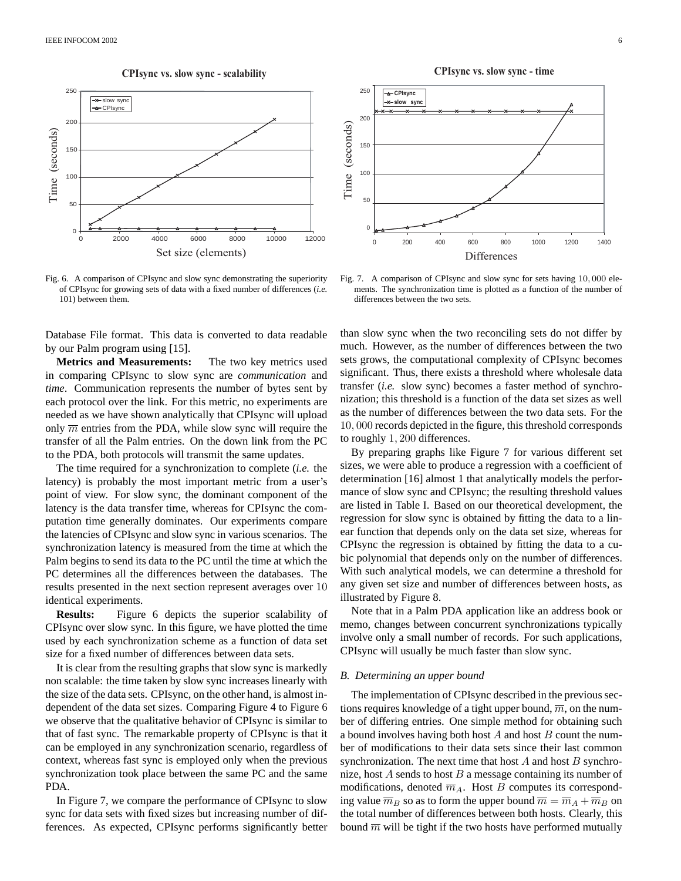CPIsync vs. slow sync - scalability

250
200
150
100
50
0

Time (seconds)

0 2000 4000 6000 8000 10000 12000

Set size (elements)

slow sync
CPIsync

Fig. 6. A comparison of CPIsync and slow sync demonstrating the superiority of CPIsync for growing sets of data with a fixed number of differences (*i.e.* 101) between them.

CPIsync vs. slow sync - time

250
200
150
100
50
0

Time (seconds)

0 200 400 600 800 1000 1200 1400

Differences

CPIsync
slow sync

Fig. 7. A comparison of CPIsync and slow sync for sets having $10,000$ elements. The synchronization time is plotted as a function of the number of differences between the two sets.

Database File format. This data is converted to data readable by our Palm program using [15].

**Metrics and Measurements:** The two key metrics used in comparing CPIsync to slow sync are *communication* and *time*. Communication represents the number of bytes sent by each protocol over the link. For this metric, no experiments are needed as we have shown analytically that CPIsync will upload only $\overline{m}$ entries from the PDA, while slow sync will require the transfer of all the Palm entries. On the down link from the PC to the PDA, both protocols will transmit the same updates.

The time required for a synchronization to complete (*i.e.* the latency) is probably the most important metric from a user's point of view. For slow sync, the dominant component of the latency is the data transfer time, whereas for CPIsync the computation time generally dominates. Our experiments compare the latencies of CPIsync and slow sync in various scenarios. The synchronization latency is measured from the time at which the Palm begins to send its data to the PC until the time at which the PC determines all the differences between the databases. The results presented in the next section represent averages over $10$ identical experiments.

**Results:** Figure 6 depicts the superior scalability of CPIsync over slow sync. In this figure, we have plotted the time used by each synchronization scheme as a function of data set size for a fixed number of differences between data sets.

It is clear from the resulting graphs that slow sync is markedly non scalable: the time taken by slow sync increases linearly with the size of the data sets. CPIsync, on the other hand, is almost independent of the data set sizes. Comparing Figure 4 to Figure 6 we observe that the qualitative behavior of CPIsync is similar to that of fast sync. The remarkable property of CPIsync is that it can be employed in any synchronization scenario, regardless of context, whereas fast sync is employed only when the previous synchronization took place between the same PC and the same PDA.

In Figure 7, we compare the performance of CPIsync to slow sync for data sets with fixed sizes but increasing number of differences. As expected, CPIsync performs significantly better than slow sync when the two reconciling sets do not differ by much. However, as the number of differences between the two sets grows, the computational complexity of CPIsync becomes significant. Thus, there exists a threshold where wholesale data transfer (*i.e.* slow sync) becomes a faster method of synchronization; this threshold is a function of the data set sizes as well as the number of differences between the two data sets. For the $10,000$ records depicted in the figure, this threshold corresponds to roughly $1,200$ differences.

By preparing graphs like Figure 7 for various different set sizes, we were able to produce a regression with a coefficient of determination [16] almost 1 that analytically models the performance of slow sync and CPIsync; the resulting threshold values are listed in Table I. Based on our theoretical development, the regression for slow sync is obtained by fitting the data to a linear function that depends only on the data set size, whereas for CPIsync the regression is obtained by fitting the data to a cubic polynomial that depends only on the number of differences. With such analytical models, we can determine a threshold for any given set size and number of differences between hosts, as illustrated by Figure 8.

Note that in a Palm PDA application like an address book or memo, changes between concurrent synchronizations typically involve only a small number of records. For such applications, CPIsync will usually be much faster than slow sync.

### *B. Determining an upper bound*

The implementation of CPIsync described in the previous sections requires knowledge of a tight upper bound, $\overline{m}$, on the number of differing entries. One simple method for obtaining such a bound involves having both host $A$ and host $B$ count the number of modifications to their data sets since their last common synchronization. The next time that host $A$ and host $B$ synchronize, host $A$ sends to host $B$ a message containing its number of modifications, denoted $\overline{m}_A$. Host $B$ computes its corresponding value $\overline{m}_B$ so as to form the upper bound $\overline{m} = \overline{m}_A + \overline{m}_B$ on the total number of differences between both hosts. Clearly, this bound $\overline{m}$ will be tight if the two hosts have performed mutually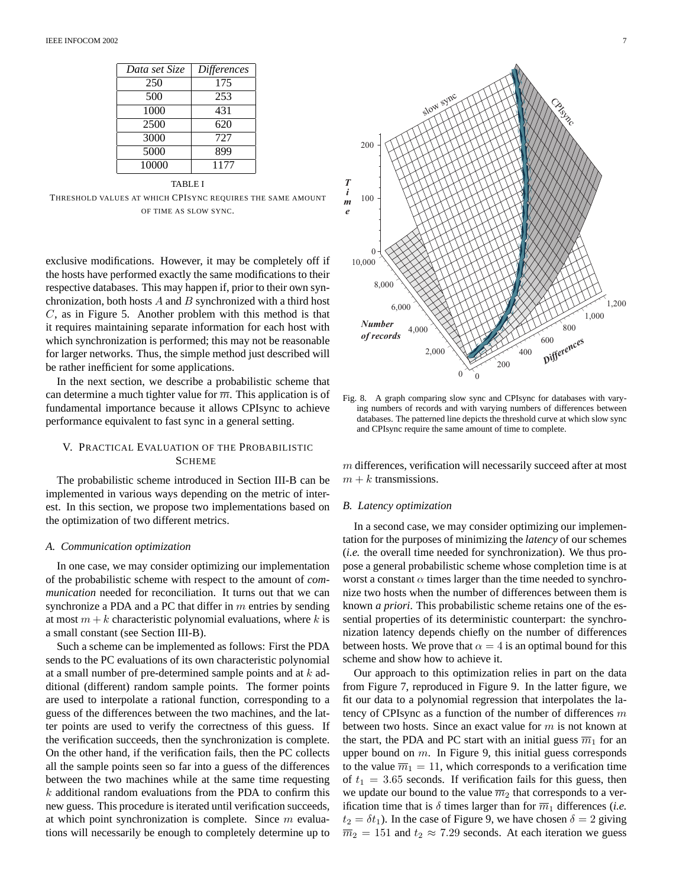| *Data set Size* | *Differences* |
|---|---|
| 250 | 175 |
| 500 | 253 |
| 1000 | 431 |
| 2500 | 620 |
| 3000 | 727 |
| 5000 | 899 |
| 10000 | 1177 |

TABLE I
THRESHOLD VALUES AT WHICH CPISYNC REQUIRES THE SAME AMOUNT OF TIME AS SLOW SYNC.

exclusive modifications. However, it may be completely off if the hosts have performed exactly the same modifications to their respective databases. This may happen if, prior to their own synchronization, both hosts $A$ and $B$ synchronized with a third host $C$, as in Figure 5. Another problem with this method is that it requires maintaining separate information for each host with which synchronization is performed; this may not be reasonable for larger networks. Thus, the simple method just described will be rather inefficient for some applications.

In the next section, we describe a probabilistic scheme that can determine a much tighter value for $\overline{m}$. This application is of fundamental importance because it allows CPIsync to achieve performance equivalent to fast sync in a general setting.

Fig. 8. A graph comparing slow sync and CPIsync for databases with varying numbers of records and with varying numbers of differences between databases. The patterned line depicts the threshold curve at which slow sync and CPIsync require the same amount of time to complete.

## V. PRACTICAL EVALUATION OF THE PROBABILISTIC SCHEME

The probabilistic scheme introduced in Section III-B can be implemented in various ways depending on the metric of interest. In this section, we propose two implementations based on the optimization of two different metrics.

### A. Communication optimization

In one case, we may consider optimizing our implementation of the probabilistic scheme with respect to the amount of *communication* needed for reconciliation. It turns out that we can synchronize a PDA and a PC that differ in $m$ entries by sending at most $m + k$ characteristic polynomial evaluations, where $k$ is a small constant (see Section III-B).

Such a scheme can be implemented as follows: First the PDA sends to the PC evaluations of its own characteristic polynomial at a small number of pre-determined sample points and at $k$ additional (different) random sample points. The former points are used to interpolate a rational function, corresponding to a guess of the differences between the two machines, and the latter points are used to verify the correctness of this guess. If the verification succeeds, then the synchronization is complete. On the other hand, if the verification fails, then the PC collects all the sample points seen so far into a guess of the differences between the two machines while at the same time requesting $k$ additional random evaluations from the PDA to confirm this new guess. This procedure is iterated until verification succeeds, at which point synchronization is complete. Since $m$ evaluations will necessarily be enough to completely determine up to $m$ differences, verification will necessarily succeed after at most $m + k$ transmissions.

### B. Latency optimization

In a second case, we may consider optimizing our implementation for the purposes of minimizing the *latency* of our schemes (*i.e.* the overall time needed for synchronization). We thus propose a general probabilistic scheme whose completion time is at worst a constant $\alpha$ times larger than the time needed to synchronize two hosts when the number of differences between them is known *a priori*. This probabilistic scheme retains one of the essential properties of its deterministic counterpart: the synchronization latency depends chiefly on the number of differences between hosts. We prove that $\alpha = 4$ is an optimal bound for this scheme and show how to achieve it.

Our approach to this optimization relies in part on the data from Figure 7, reproduced in Figure 9. In the latter figure, we fit our data to a polynomial regression that interpolates the latency of CPIsync as a function of the number of differences $m$ between two hosts. Since an exact value for $m$ is not known at the start, the PDA and PC start with an initial guess $\overline{m}_1$ for an upper bound on $m$. In Figure 9, this initial guess corresponds to the value $\overline{m}_1 = 11$, which corresponds to a verification time of $t_1 = 3.65$ seconds. If verification fails for this guess, then we update our bound to the value $\overline{m}_2$ that corresponds to a verification time that is $\delta$ times larger than for $\overline{m}_1$ differences (*i.e.* $t_2 = \delta t_1$). In the case of Figure 9, we have chosen $\delta = 2$ giving $\overline{m}_2 = 151$ and $t_2 \approx 7.29$ seconds. At each iteration we guess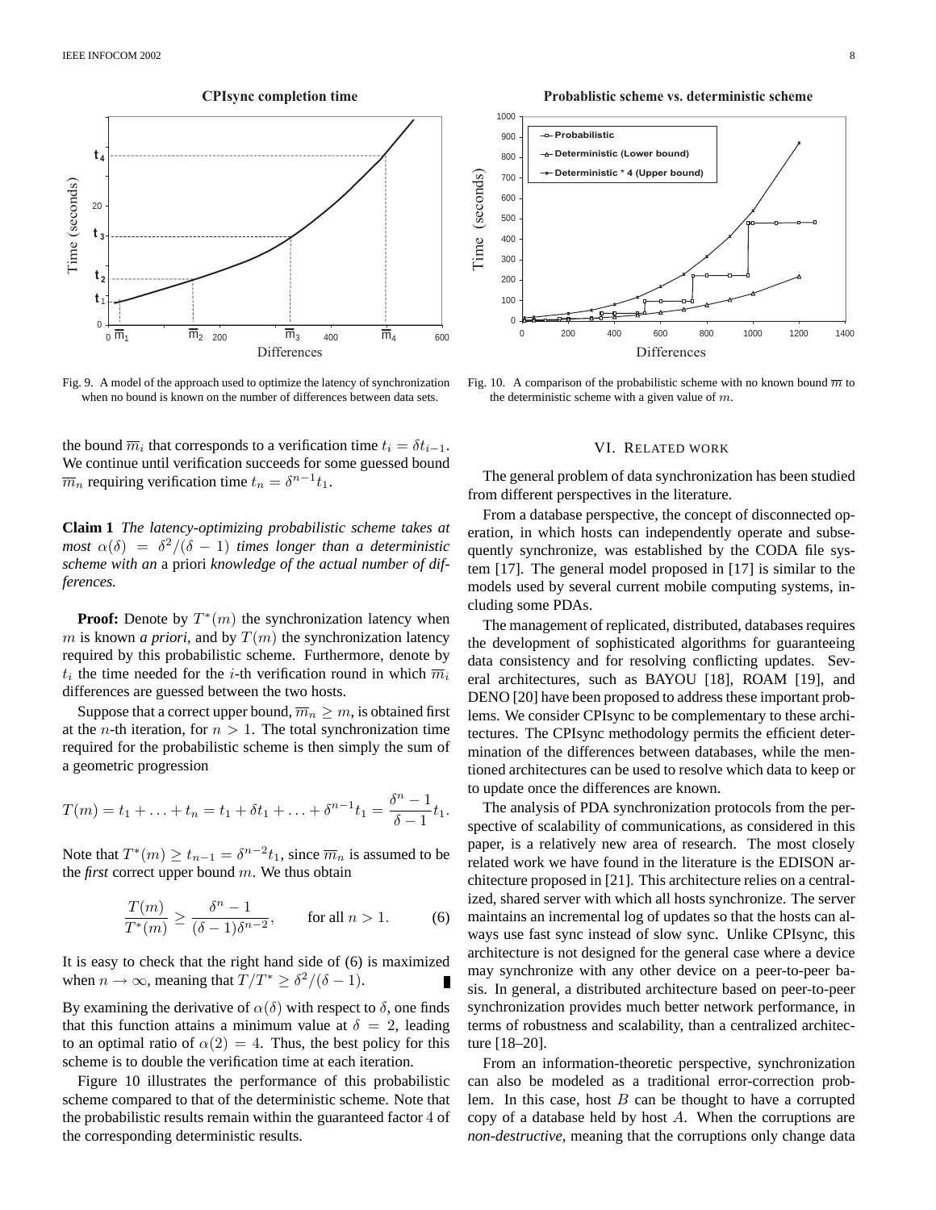Fig. 9. A model of the approach used to optimize the latency of synchronization when no bound is known on the number of differences between data sets.

Fig. 10. A comparison of the probabilistic scheme with no known bound $\overline{m}$ to the deterministic scheme with a given value of $m$.

the bound $\overline{m}_i$ that corresponds to a verification time $t_i = \delta t_{i-1}$. We continue until verification succeeds for some guessed bound $\overline{m}_n$ requiring verification time $t_n = \delta^{n-1} t_1$.

**Claim 1** *The latency-optimizing probabilistic scheme takes at most $\alpha(\delta) = \delta^2/(\delta - 1)$ times longer than a deterministic scheme with an* a priori *knowledge of the actual number of differences.*

**Proof:** Denote by $T^*(m)$ the synchronization latency when $m$ is known *a priori*, and by $T(m)$ the synchronization latency required by this probabilistic scheme. Furthermore, denote by $t_i$ the time needed for the $i$-th verification round in which $\overline{m}_i$ differences are guessed between the two hosts.

Suppose that a correct upper bound, $\overline{m}_n \geq m$, is obtained first at the $n$-th iteration, for $n > 1$. The total synchronization time required for the probabilistic scheme is then simply the sum of a geometric progression

$$T(m) = t_1 + \ldots + t_n = t_1 + \delta t_1 + \ldots + \delta^{n-1} t_1 = \frac{\delta^n - 1}{\delta - 1} t_1.$$

Note that $T^*(m) \geq t_{n-1} = \delta^{n-2} t_1$, since $\overline{m}_n$ is assumed to be the *first* correct upper bound $m$. We thus obtain

$$\frac{T(m)}{T^*(m)} \geq \frac{\delta^n - 1}{(\delta - 1)\delta^{n-2}}, \qquad \text{for all } n > 1. \tag{6}$$

It is easy to check that the right hand side of (6) is maximized when $n \to \infty$, meaning that $T/T^* \geq \delta^2/(\delta - 1)$. ∎

By examining the derivative of $\alpha(\delta)$ with respect to $\delta$, one finds that this function attains a minimum value at $\delta = 2$, leading to an optimal ratio of $\alpha(2) = 4$. Thus, the best policy for this scheme is to double the verification time at each iteration.

Figure 10 illustrates the performance of this probabilistic scheme compared to that of the deterministic scheme. Note that the probabilistic results remain within the guaranteed factor 4 of the corresponding deterministic results.

## VI. Related work

The general problem of data synchronization has been studied from different perspectives in the literature.

From a database perspective, the concept of disconnected operation, in which hosts can independently operate and subsequently synchronize, was established by the CODA file system [17]. The general model proposed in [17] is similar to the models used by several current mobile computing systems, including some PDAs.

The management of replicated, distributed, databases requires the development of sophisticated algorithms for guaranteeing data consistency and for resolving conflicting updates. Several architectures, such as BAYOU [18], ROAM [19], and DENO [20] have been proposed to address these important problems. We consider CPIsync to be complementary to these architectures. The CPIsync methodology permits the efficient determination of the differences between databases, while the mentioned architectures can be used to resolve which data to keep or to update once the differences are known.

The analysis of PDA synchronization protocols from the perspective of scalability of communications, as considered in this paper, is a relatively new area of research. The most closely related work we have found in the literature is the EDISON architecture proposed in [21]. This architecture relies on a centralized, shared server with which all hosts synchronize. The server maintains an incremental log of updates so that the hosts can always use fast sync instead of slow sync. Unlike CPIsync, this architecture is not designed for the general case where a device may synchronize with any other device on a peer-to-peer basis. In general, a distributed architecture based on peer-to-peer synchronization provides much better network performance, in terms of robustness and scalability, than a centralized architecture [18–20].

From an information-theoretic perspective, synchronization can also be modeled as a traditional error-correction problem. In this case, host $B$ can be thought to have a corrupted copy of a database held by host $A$. When the corruptions are *non-destructive*, meaning that the corruptions only change data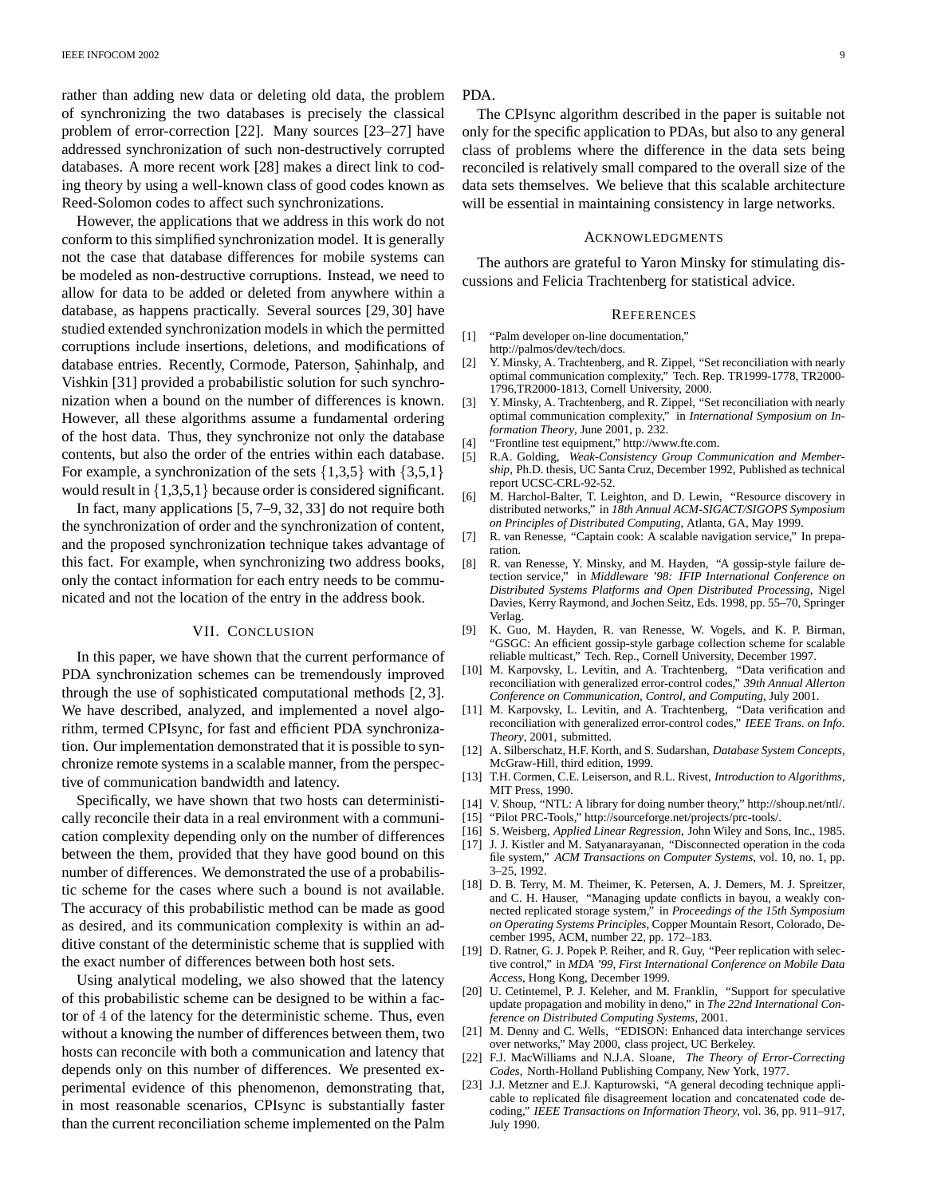rather than adding new data or deleting old data, the problem of synchronizing the two databases is precisely the classical problem of error-correction [22]. Many sources [23–27] have addressed synchronization of such non-destructively corrupted databases. A more recent work [28] makes a direct link to coding theory by using a well-known class of good codes known as Reed-Solomon codes to affect such synchronizations.

However, the applications that we address in this work do not conform to this simplified synchronization model. It is generally not the case that database differences for mobile systems can be modeled as non-destructive corruptions. Instead, we need to allow for data to be added or deleted from anywhere within a database, as happens practically. Several sources [29, 30] have studied extended synchronization models in which the permitted corruptions include insertions, deletions, and modifications of database entries. Recently, Cormode, Paterson, Şahinhalp, and Vishkin [31] provided a probabilistic solution for such synchronization when a bound on the number of differences is known. However, all these algorithms assume a fundamental ordering of the host data. Thus, they synchronize not only the database contents, but also the order of the entries within each database. For example, a synchronization of the sets $\{1,3,5\}$ with $\{3,5,1\}$ would result in $\{1,3,5,1\}$ because order is considered significant.

In fact, many applications [5, 7–9, 32, 33] do not require both the synchronization of order and the synchronization of content, and the proposed synchronization technique takes advantage of this fact. For example, when synchronizing two address books, only the contact information for each entry needs to be communicated and not the location of the entry in the address book.

## VII. Conclusion

In this paper, we have shown that the current performance of PDA synchronization schemes can be tremendously improved through the use of sophisticated computational methods [2, 3]. We have described, analyzed, and implemented a novel algorithm, termed CPIsync, for fast and efficient PDA synchronization. Our implementation demonstrated that it is possible to synchronize remote systems in a scalable manner, from the perspective of communication bandwidth and latency.

Specifically, we have shown that two hosts can deterministically reconcile their data in a real environment with a communication complexity depending only on the number of differences between the them, provided that they have good bound on this number of differences. We demonstrated the use of a probabilistic scheme for the cases where such a bound is not available. The accuracy of this probabilistic method can be made as good as desired, and its communication complexity is within an additive constant of the deterministic scheme that is supplied with the exact number of differences between both host sets.

Using analytical modeling, we also showed that the latency of this probabilistic scheme can be designed to be within a factor of 4 of the latency for the deterministic scheme. Thus, even without a knowing the number of differences between them, two hosts can reconcile with both a communication and latency that depends only on this number of differences. We presented experimental evidence of this phenomenon, demonstrating that, in most reasonable scenarios, CPIsync is substantially faster than the current reconciliation scheme implemented on the Palm PDA.

The CPIsync algorithm described in the paper is suitable not only for the specific application to PDAs, but also to any general class of problems where the difference in the data sets being reconciled is relatively small compared to the overall size of the data sets themselves. We believe that this scalable architecture will be essential in maintaining consistency in large networks.

## Acknowledgments

The authors are grateful to Yaron Minsky for stimulating discussions and Felicia Trachtenberg for statistical advice.

## References

[1] "Palm developer on-line documentation," http://palmos/dev/tech/docs.

[2] Y. Minsky, A. Trachtenberg, and R. Zippel, "Set reconciliation with nearly optimal communication complexity," Tech. Rep. TR1999-1778, TR2000-1796,TR2000-1813, Cornell University, 2000.

[3] Y. Minsky, A. Trachtenberg, and R. Zippel, "Set reconciliation with nearly optimal communication complexity," in *International Symposium on Information Theory*, June 2001, p. 232.

[4] "Frontline test equipment," http://www.fte.com.

[5] R.A. Golding, *Weak-Consistency Group Communication and Membership*, Ph.D. thesis, UC Santa Cruz, December 1992, Published as technical report UCSC-CRL-92-52.

[6] M. Harchol-Balter, T. Leighton, and D. Lewin, "Resource discovery in distributed networks," in *18th Annual ACM-SIGACT/SIGOPS Symposium on Principles of Distributed Computing*, Atlanta, GA, May 1999.

[7] R. van Renesse, "Captain cook: A scalable navigation service," In preparation.

[8] R. van Renesse, Y. Minsky, and M. Hayden, "A gossip-style failure detection service," in *Middleware '98: IFIP International Conference on Distributed Systems Platforms and Open Distributed Processing*, Nigel Davies, Kerry Raymond, and Jochen Seitz, Eds. 1998, pp. 55–70, Springer Verlag.

[9] K. Guo, M. Hayden, R. van Renesse, W. Vogels, and K. P. Birman, "GSGC: An efficient gossip-style garbage collection scheme for scalable reliable multicast," Tech. Rep., Cornell University, December 1997.

[10] M. Karpovsky, L. Levitin, and A. Trachtenberg, "Data verification and reconciliation with generalized error-control codes," *39th Annual Allerton Conference on Communication, Control, and Computing*, July 2001.

[11] M. Karpovsky, L. Levitin, and A. Trachtenberg, "Data verification and reconciliation with generalized error-control codes," *IEEE Trans. on Info. Theory*, 2001, submitted.

[12] A. Silberschatz, H.F. Korth, and S. Sudarshan, *Database System Concepts*, McGraw-Hill, third edition, 1999.

[13] T.H. Cormen, C.E. Leiserson, and R.L. Rivest, *Introduction to Algorithms*, MIT Press, 1990.

[14] V. Shoup, "NTL: A library for doing number theory," http://shoup.net/ntl/.

[15] "Pilot PRC-Tools," http://sourceforge.net/projects/prc-tools/.

[16] S. Weisberg, *Applied Linear Regression*, John Wiley and Sons, Inc., 1985.

[17] J. J. Kistler and M. Satyanarayanan, "Disconnected operation in the coda file system," *ACM Transactions on Computer Systems*, vol. 10, no. 1, pp. 3–25, 1992.

[18] D. B. Terry, M. M. Theimer, K. Petersen, A. J. Demers, M. J. Spreitzer, and C. H. Hauser, "Managing update conflicts in bayou, a weakly connected replicated storage system," in *Proceedings of the 15th Symposium on Operating Systems Principles*, Copper Mountain Resort, Colorado, December 1995, ACM, number 22, pp. 172–183.

[19] D. Ratner, G. J. Popek P. Reiher, and R. Guy, "Peer replication with selective control," in *MDA '99, First International Conference on Mobile Data Access*, Hong Kong, December 1999.

[20] U. Cetintemel, P. J. Keleher, and M. Franklin, "Support for speculative update propagation and mobility in deno," in *The 22nd International Conference on Distributed Computing Systems*, 2001.

[21] M. Denny and C. Wells, "EDISON: Enhanced data interchange services over networks," May 2000, class project, UC Berkeley.

[22] F.J. MacWilliams and N.J.A. Sloane, *The Theory of Error-Correcting Codes*, North-Holland Publishing Company, New York, 1977.

[23] J.J. Metzner and E.J. Kapturowski, "A general decoding technique applicable to replicated file disagreement location and concatenated code decoding," *IEEE Transactions on Information Theory*, vol. 36, pp. 911–917, July 1990.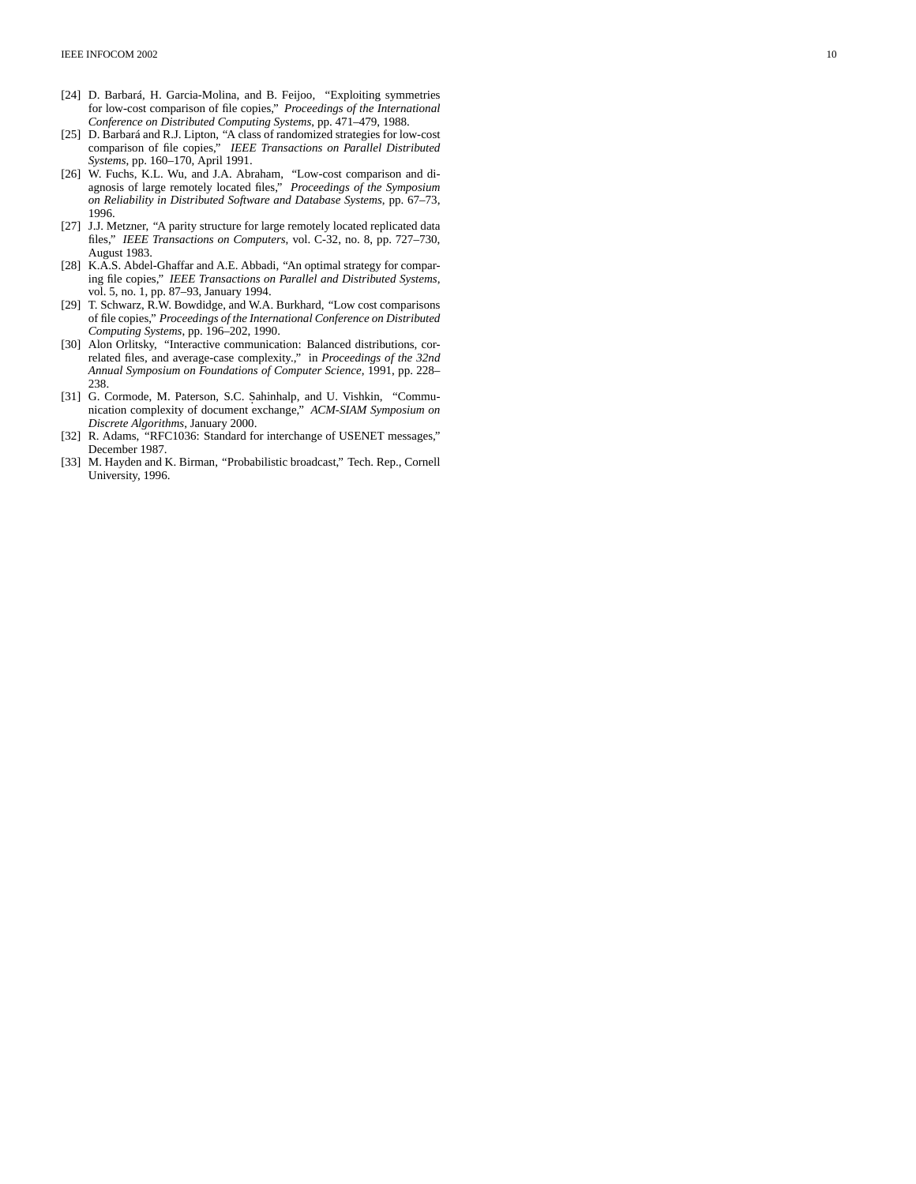[24] D. Barbará, H. Garcia-Molina, and B. Feijoo, "Exploiting symmetries for low-cost comparison of file copies," *Proceedings of the International Conference on Distributed Computing Systems*, pp. 471–479, 1988.

[25] D. Barbará and R.J. Lipton, "A class of randomized strategies for low-cost comparison of file copies," *IEEE Transactions on Parallel Distributed Systems*, pp. 160–170, April 1991.

[26] W. Fuchs, K.L. Wu, and J.A. Abraham, "Low-cost comparison and diagnosis of large remotely located files," *Proceedings of the Symposium on Reliability in Distributed Software and Database Systems*, pp. 67–73, 1996.

[27] J.J. Metzner, "A parity structure for large remotely located replicated data files," *IEEE Transactions on Computers*, vol. C-32, no. 8, pp. 727–730, August 1983.

[28] K.A.S. Abdel-Ghaffar and A.E. Abbadi, "An optimal strategy for comparing file copies," *IEEE Transactions on Parallel and Distributed Systems*, vol. 5, no. 1, pp. 87–93, January 1994.

[29] T. Schwarz, R.W. Bowdidge, and W.A. Burkhard, "Low cost comparisons of file copies," *Proceedings of the International Conference on Distributed Computing Systems*, pp. 196–202, 1990.

[30] Alon Orlitsky, "Interactive communication: Balanced distributions, correlated files, and average-case complexity.," in *Proceedings of the 32nd Annual Symposium on Foundations of Computer Science*, 1991, pp. 228–238.

[31] G. Cormode, M. Paterson, S.C. Ṣahinhalp, and U. Vishkin, "Communication complexity of document exchange," *ACM-SIAM Symposium on Discrete Algorithms*, January 2000.

[32] R. Adams, "RFC1036: Standard for interchange of USENET messages," December 1987.

[33] M. Hayden and K. Birman, "Probabilistic broadcast," Tech. Rep., Cornell University, 1996.